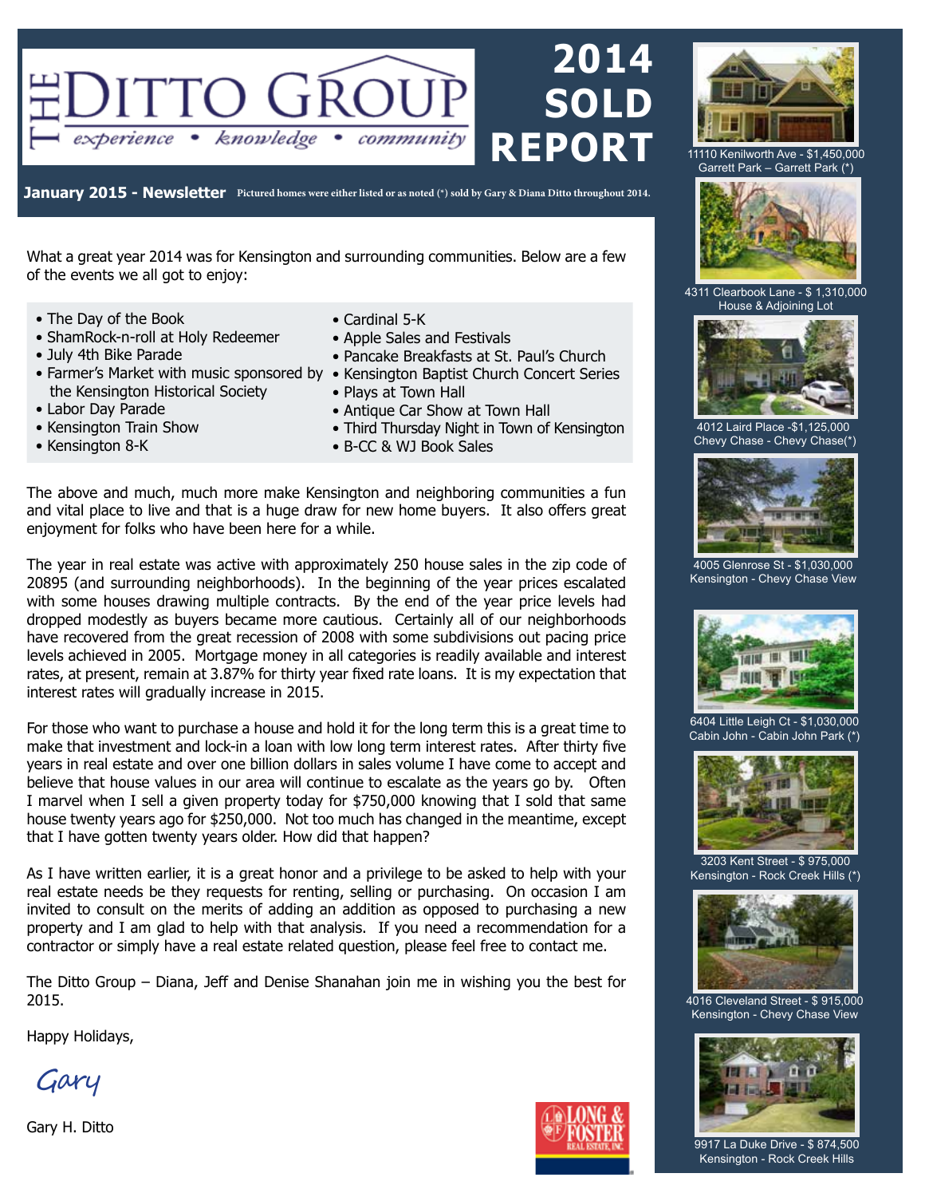# THE DITTO GROUP

*experience • knowledge • community*

# 2014 SOLD REPORT

**January 2015 - Newsletter** Pictured homes were either listed or as noted (*) sold by Gary & Diana Ditto throughout 2014.

What a great year 2014 was for Kensington and surrounding communities. Below are a few of the events we all got to enjoy:

- The Day of the Book
- ShamRock-n-roll at Holy Redeemer
- July 4th Bike Parade
- Farmer's Market with music sponsored by the Kensington Historical Society
- Labor Day Parade
- Kensington Train Show
- Kensington 8-K
- Cardinal 5-K
- Apple Sales and Festivals
- Pancake Breakfasts at St. Paul's Church
- Kensington Baptist Church Concert Series
- Plays at Town Hall
- Antique Car Show at Town Hall
- Third Thursday Night in Town of Kensington
- B-CC & WJ Book Sales

The above and much, much more make Kensington and neighboring communities a fun and vital place to live and that is a huge draw for new home buyers. It also offers great enjoyment for folks who have been here for a while.

The year in real estate was active with approximately 250 house sales in the zip code of 20895 (and surrounding neighborhoods). In the beginning of the year prices escalated with some houses drawing multiple contracts. By the end of the year price levels had dropped modestly as buyers became more cautious. Certainly all of our neighborhoods have recovered from the great recession of 2008 with some subdivisions out pacing price levels achieved in 2005. Mortgage money in all categories is readily available and interest rates, at present, remain at 3.87% for thirty year fixed rate loans. It is my expectation that interest rates will gradually increase in 2015.

For those who want to purchase a house and hold it for the long term this is a great time to make that investment and lock-in a loan with low long term interest rates. After thirty five years in real estate and over one billion dollars in sales volume I have come to accept and believe that house values in our area will continue to escalate as the years go by. Often I marvel when I sell a given property today for $750,000 knowing that I sold that same house twenty years ago for $250,000. Not too much has changed in the meantime, except that I have gotten twenty years older. How did that happen?

As I have written earlier, it is a great honor and a privilege to be asked to help with your real estate needs be they requests for renting, selling or purchasing. On occasion I am invited to consult on the merits of adding an addition as opposed to purchasing a new property and I am glad to help with that analysis. If you need a recommendation for a contractor or simply have a real estate related question, please feel free to contact me.

The Ditto Group – Diana, Jeff and Denise Shanahan join me in wishing you the best for 2015.

Happy Holidays,

*Gary*

Gary H. Ditto

LONG & FOSTER REAL ESTATE, INC.

11110 Kenilworth Ave - $1,450,000
Garrett Park – Garrett Park (*)

4311 Clearbook Lane - $ 1,310,000
House & Adjoining Lot

4012 Laird Place -$1,125,000
Chevy Chase - Chevy Chase(*)

4005 Glenrose St - $1,030,000
Kensington - Chevy Chase View

6404 Little Leigh Ct - $1,030,000
Cabin John - Cabin John Park (*)

3203 Kent Street - $ 975,000
Kensington - Rock Creek Hills (*)

4016 Cleveland Street - $ 915,000
Kensington - Chevy Chase View

9917 La Duke Drive - $ 874,500
Kensington - Rock Creek Hills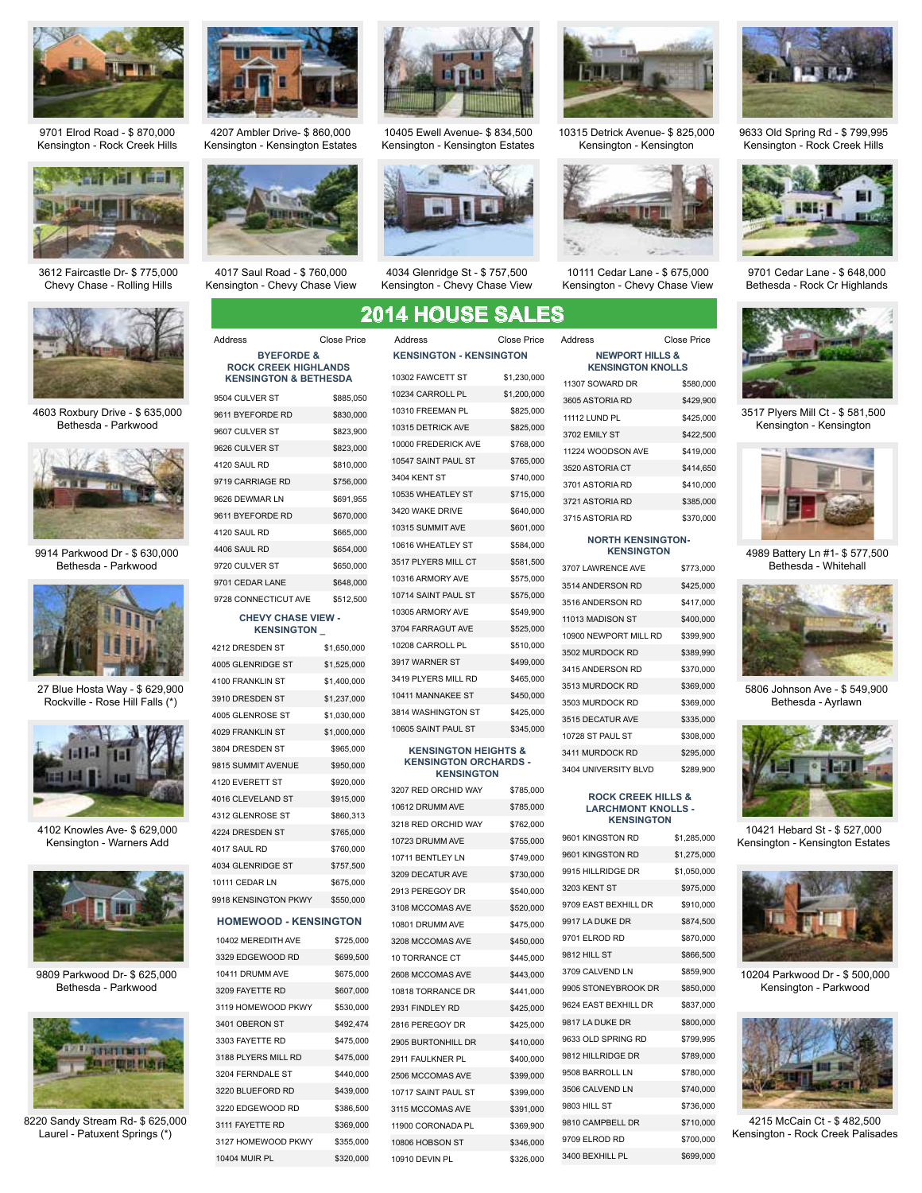9701 Elrod Road - $ 870,000
Kensington - Rock Creek Hills

4207 Ambler Drive- $ 860,000
Kensington - Kensington Estates

10405 Ewell Avenue- $ 834,500
Kensington - Kensington Estates

10315 Detrick Avenue- $ 825,000
Kensington - Kensington

9633 Old Spring Rd - $ 799,995
Kensington - Rock Creek Hills

3612 Faircastle Dr- $ 775,000
Chevy Chase - Rolling Hills

4017 Saul Road - $ 760,000
Kensington - Chevy Chase View

4034 Glenridge St - $ 757,500
Kensington - Chevy Chase View

10111 Cedar Lane - $ 675,000
Kensington - Chevy Chase View

9701 Cedar Lane - $ 648,000
Bethesda - Rock Cr Highlands

4603 Roxbury Drive - $ 635,000
Bethesda - Parkwood

9914 Parkwood Dr - $ 630,000
Bethesda - Parkwood

27 Blue Hosta Way - $ 629,900
Rockville - Rose Hill Falls (*)

4102 Knowles Ave- $ 629,000
Kensington - Warners Add

9809 Parkwood Dr- $ 625,000
Bethesda - Parkwood

8220 Sandy Stream Rd- $ 625,000
Laurel - Patuxent Springs (*)

3517 Plyers Mill Ct - $ 581,500
Kensington - Kensington

4989 Battery Ln #1- $ 577,500
Bethesda - Whitehall

5806 Johnson Ave - $ 549,900
Bethesda - Ayrlawn

10421 Hebard St - $ 527,000
Kensington - Kensington Estates

10204 Parkwood Dr - $ 500,000
Kensington - Parkwood

4215 McCain Ct - $ 482,500
Kensington - Rock Creek Palisades

# 2014 HOUSE SALES

### BYEFORDE & ROCK CREEK HIGHLANDS KENSINGTON & BETHESDA

| Address | Close Price |
|---|---|
| 9504 CULVER ST | $885,050 |
| 9611 BYEFORDE RD | $830,000 |
| 9607 CULVER ST | $823,900 |
| 9626 CULVER ST | $823,000 |
| 4120 SAUL RD | $810,000 |
| 9719 CARRIAGE RD | $756,000 |
| 9626 DEWMAR LN | $691,955 |
| 9611 BYEFORDE RD | $670,000 |
| 4120 SAUL RD | $665,000 |
| 4406 SAUL RD | $654,000 |
| 9720 CULVER ST | $650,000 |
| 9701 CEDAR LANE | $648,000 |
| 9728 CONNECTICUT AVE | $512,500 |

### CHEVY CHASE VIEW - KENSINGTON

| Address | Close Price |
|---|---|
| 4212 DRESDEN ST | $1,650,000 |
| 4005 GLENRIDGE ST | $1,525,000 |
| 4100 FRANKLIN ST | $1,400,000 |
| 3910 DRESDEN ST | $1,237,000 |
| 4005 GLENROSE ST | $1,030,000 |
| 4029 FRANKLIN ST | $1,000,000 |
| 3804 DRESDEN ST | $965,000 |
| 9815 SUMMIT AVENUE | $950,000 |
| 4120 EVERETT ST | $920,000 |
| 4016 CLEVELAND ST | $915,000 |
| 4312 GLENROSE ST | $860,313 |
| 4224 DRESDEN ST | $765,000 |
| 4017 SAUL RD | $760,000 |
| 4034 GLENRIDGE ST | $757,500 |
| 10111 CEDAR LN | $675,000 |
| 9918 KENSINGTON PKWY | $550,000 |

### HOMEWOOD - KENSINGTON

| Address | Close Price |
|---|---|
| 10402 MEREDITH AVE | $725,000 |
| 3329 EDGEWOOD RD | $699,500 |
| 10411 DRUMM AVE | $675,000 |
| 3209 FAYETTE RD | $607,000 |
| 3119 HOMEWOOD PKWY | $530,000 |
| 3401 OBERON ST | $492,474 |
| 3303 FAYETTE RD | $475,000 |
| 3188 PLYERS MILL RD | $475,000 |
| 3204 FERNDALE ST | $440,000 |
| 3220 BLUEFORD RD | $439,000 |
| 3220 EDGEWOOD RD | $386,500 |
| 3111 FAYETTE RD | $369,000 |
| 3127 HOMEWOOD PKWY | $355,000 |
| 10404 MUIR PL | $320,000 |

### KENSINGTON - KENSINGTON

| Address | Close Price |
|---|---|
| 10302 FAWCETT ST | $1,230,000 |
| 10234 CARROLL PL | $1,200,000 |
| 10310 FREEMAN PL | $825,000 |
| 10315 DETRICK AVE | $825,000 |
| 10000 FREDERICK AVE | $768,000 |
| 10547 SAINT PAUL ST | $765,000 |
| 3404 KENT ST | $740,000 |
| 10535 WHEATLEY ST | $715,000 |
| 3420 WAKE DRIVE | $640,000 |
| 10315 SUMMIT AVE | $601,000 |
| 10616 WHEATLEY ST | $584,000 |
| 3517 PLYERS MILL CT | $581,500 |
| 10316 ARMORY AVE | $575,000 |
| 10714 SAINT PAUL ST | $575,000 |
| 10305 ARMORY AVE | $549,900 |
| 3704 FARRAGUT AVE | $525,000 |
| 10208 CARROLL PL | $510,000 |
| 3917 WARNER ST | $499,000 |
| 3419 PLYERS MILL RD | $465,000 |
| 10411 MANNAKEE ST | $450,000 |
| 3814 WASHINGTON ST | $425,000 |
| 10605 SAINT PAUL ST | $345,000 |

### KENSINGTON HEIGHTS & KENSINGTON ORCHARDS - KENSINGTON

| Address | Close Price |
|---|---|
| 3207 RED ORCHID WAY | $785,000 |
| 10612 DRUMM AVE | $785,000 |
| 3218 RED ORCHID WAY | $762,000 |
| 10723 DRUMM AVE | $755,000 |
| 10711 BENTLEY LN | $749,000 |
| 3209 DECATUR AVE | $730,000 |
| 2913 PEREGOY DR | $540,000 |
| 3108 MCCOMAS AVE | $520,000 |
| 10801 DRUMM AVE | $475,000 |
| 3208 MCCOMAS AVE | $450,000 |
| 10 TORRANCE CT | $445,000 |
| 2608 MCCOMAS AVE | $443,000 |
| 10818 TORRANCE DR | $441,000 |
| 2931 FINDLEY RD | $425,000 |
| 2816 PEREGOY DR | $425,000 |
| 2905 BURTONHILL DR | $410,000 |
| 2911 FAULKNER PL | $400,000 |
| 2506 MCCOMAS AVE | $399,000 |
| 10717 SAINT PAUL ST | $399,000 |
| 3115 MCCOMAS AVE | $391,000 |
| 11900 CORONADA PL | $369,900 |
| 10806 HOBSON ST | $346,000 |
| 10910 DEVIN PL | $326,000 |

### NEWPORT HILLS & KENSINGTON KNOLLS

| Address | Close Price |
|---|---|
| 11307 SOWARD DR | $580,000 |
| 3605 ASTORIA RD | $429,900 |
| 11112 LUND PL | $425,000 |
| 3702 EMILY ST | $422,500 |
| 11224 WOODSON AVE | $419,000 |
| 3520 ASTORIA CT | $414,650 |
| 3701 ASTORIA RD | $410,000 |
| 3721 ASTORIA RD | $385,000 |
| 3715 ASTORIA RD | $370,000 |

### NORTH KENSINGTON-KENSINGTON

| Address | Close Price |
|---|---|
| 3707 LAWRENCE AVE | $773,000 |
| 3514 ANDERSON RD | $425,000 |
| 3516 ANDERSON RD | $417,000 |
| 11013 MADISON ST | $400,000 |
| 10900 NEWPORT MILL RD | $399,900 |
| 3502 MURDOCK RD | $389,990 |
| 3415 ANDERSON RD | $370,000 |
| 3513 MURDOCK RD | $369,000 |
| 3503 MURDOCK RD | $369,000 |
| 3515 DECATUR AVE | $335,000 |
| 10728 ST PAUL ST | $308,000 |
| 3411 MURDOCK RD | $295,000 |
| 3404 UNIVERSITY BLVD | $289,900 |

### ROCK CREEK HILLS & LARCHMONT KNOLLS - KENSINGTON

| Address | Close Price |
|---|---|
| 9601 KINGSTON RD | $1,285,000 |
| 9601 KINGSTON RD | $1,275,000 |
| 9915 HILLRIDGE DR | $1,050,000 |
| 3203 KENT ST | $975,000 |
| 9709 EAST BEXHILL DR | $910,000 |
| 9917 LA DUKE DR | $874,500 |
| 9701 ELROD RD | $870,000 |
| 9812 HILL ST | $866,500 |
| 3709 CALVEND LN | $859,900 |
| 9905 STONEYBROOK DR | $850,000 |
| 9624 EAST BEXHILL DR | $837,000 |
| 9817 LA DUKE DR | $800,000 |
| 9633 OLD SPRING RD | $799,995 |
| 9812 HILLRIDGE DR | $789,000 |
| 9508 BARROLL LN | $780,000 |
| 3506 CALVEND LN | $740,000 |
| 9803 HILL ST | $736,000 |
| 9810 CAMPBELL DR | $710,000 |
| 9709 ELROD RD | $700,000 |
| 3400 BEXHILL RD | $699,000 |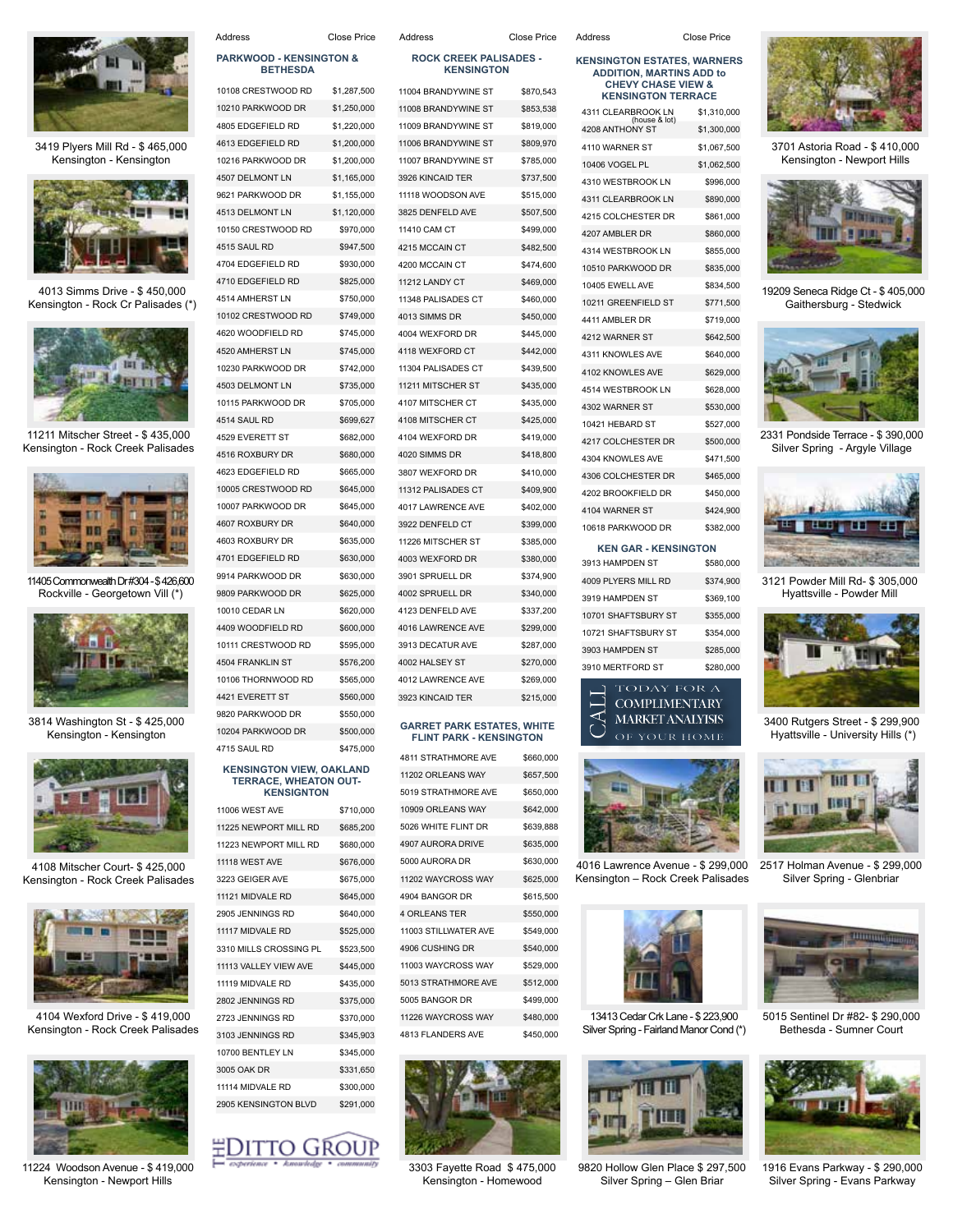3419 Plyers Mill Rd - $ 465,000
Kensington - Kensington

4013 Simms Drive - $ 450,000
Kensington - Rock Cr Palisades (*)

11211 Mitscher Street - $ 435,000
Kensington - Rock Creek Palisades

11405 Commonwealth Dr #304 - $ 426,600
Rockville - Georgetown Vill (*)

3814 Washington St - $ 425,000
Kensington - Kensington

4108 Mitscher Court- $ 425,000
Kensington - Rock Creek Palisades

4104 Wexford Drive - $ 419,000
Kensington - Rock Creek Palisades

11224 Woodson Avenue - $ 419,000
Kensington - Newport Hills

## PARKWOOD - KENSINGTON & BETHESDA

| Address | Close Price |
|---|---|
| 10108 CRESTWOOD RD | $1,287,500 |
| 10210 PARKWOOD DR | $1,250,000 |
| 4805 EDGEFIELD RD | $1,220,000 |
| 4613 EDGEFIELD RD | $1,200,000 |
| 10216 PARKWOOD DR | $1,200,000 |
| 4507 DELMONT LN | $1,165,000 |
| 9621 PARKWOOD DR | $1,155,000 |
| 4513 DELMONT LN | $1,120,000 |
| 10150 CRESTWOOD RD | $970,000 |
| 4515 SAUL RD | $947,500 |
| 4704 EDGEFIELD RD | $930,000 |
| 4710 EDGEFIELD RD | $825,000 |
| 4514 AMHERST LN | $750,000 |
| 10102 CRESTWOOD RD | $749,000 |
| 4620 WOODFIELD RD | $745,000 |
| 4520 AMHERST LN | $745,000 |
| 10230 PARKWOOD DR | $742,000 |
| 4503 DELMONT LN | $735,000 |
| 10115 PARKWOOD DR | $705,000 |
| 4514 SAUL RD | $699,627 |
| 4529 EVERETT ST | $682,000 |
| 4516 ROXBURY DR | $680,000 |
| 4623 EDGEFIELD RD | $665,000 |
| 10005 CRESTWOOD RD | $645,000 |
| 10007 PARKWOOD DR | $645,000 |
| 4607 ROXBURY DR | $640,000 |
| 4603 ROXBURY DR | $635,000 |
| 4701 EDGEFIELD RD | $630,000 |
| 9914 PARKWOOD DR | $630,000 |
| 9809 PARKWOOD DR | $625,000 |
| 10010 CEDAR LN | $620,000 |
| 4409 WOODFIELD RD | $600,000 |
| 10111 CRESTWOOD RD | $595,000 |
| 4504 FRANKLIN ST | $576,200 |
| 10106 THORNWOOD RD | $565,000 |
| 4421 EVERETT ST | $560,000 |
| 9820 PARKWOOD DR | $550,000 |
| 10204 PARKWOOD DR | $500,000 |
| 4715 SAUL RD | $475,000 |

## KENSINGTON VIEW, OAKLAND TERRACE, WHEATON OUT-KENSIGNTON

| Address | Close Price |
|---|---|
| 11006 WEST AVE | $710,000 |
| 11225 NEWPORT MILL RD | $685,200 |
| 11223 NEWPORT MILL RD | $680,000 |
| 11118 WEST AVE | $676,000 |
| 3223 GEIGER AVE | $675,000 |
| 11121 MIDVALE RD | $645,000 |
| 2905 JENNINGS RD | $640,000 |
| 11117 MIDVALE RD | $525,000 |
| 3310 MILLS CROSSING PL | $523,500 |
| 11113 VALLEY VIEW AVE | $445,000 |
| 11119 MIDVALE RD | $435,000 |
| 2802 JENNINGS RD | $375,000 |
| 2723 JENNINGS RD | $370,000 |
| 3103 JENNINGS RD | $345,903 |
| 10700 BENTLEY LN | $345,000 |
| 3005 OAK DR | $331,650 |
| 11114 MIDVALE RD | $300,000 |
| 2905 KENSINGTON BLVD | $291,000 |

THE DITTO GROUP
experience • knowledge • community

## ROCK CREEK PALISADES - KENSINGTON

| Address | Close Price |
|---|---|
| 11004 BRANDYWINE ST | $870,543 |
| 11008 BRANDYWINE ST | $853,538 |
| 11009 BRANDYWINE ST | $819,000 |
| 11006 BRANDYWINE ST | $809,970 |
| 11007 BRANDYWINE ST | $785,000 |
| 3926 KINCAID TER | $737,500 |
| 11118 WOODSON AVE | $515,000 |
| 3825 DENFELD AVE | $507,500 |
| 11410 CAM CT | $499,000 |
| 4215 MCCAIN CT | $482,500 |
| 4200 MCCAIN CT | $474,600 |
| 11212 LANDY CT | $469,000 |
| 11348 PALISADES CT | $460,000 |
| 4013 SIMMS DR | $450,000 |
| 4004 WEXFORD DR | $445,000 |
| 4118 WEXFORD CT | $442,000 |
| 11304 PALISADES CT | $439,500 |
| 11211 MITSCHER ST | $435,000 |
| 4107 MITSCHER CT | $435,000 |
| 4108 MITSCHER CT | $425,000 |
| 4104 WEXFORD DR | $419,000 |
| 4020 SIMMS DR | $418,800 |
| 3807 WEXFORD DR | $410,000 |
| 11312 PALISADES CT | $409,900 |
| 4017 LAWRENCE AVE | $402,000 |
| 3922 DENFELD CT | $399,000 |
| 11226 MITSCHER ST | $385,000 |
| 4003 WEXFORD DR | $380,000 |
| 3901 SPRUELL DR | $374,900 |
| 4002 SPRUELL DR | $340,000 |
| 4123 DENFELD AVE | $337,200 |
| 4016 LAWRENCE AVE | $299,000 |
| 3913 DECATUR AVE | $287,000 |
| 4002 HALSEY ST | $270,000 |
| 4012 LAWRENCE AVE | $269,000 |
| 3923 KINCAID TER | $215,000 |

## GARRET PARK ESTATES, WHITE FLINT PARK - KENSINGTON

| Address | Close Price |
|---|---|
| 4811 STRATHMORE AVE | $660,000 |
| 11202 ORLEANS WAY | $657,500 |
| 5019 STRATHMORE AVE | $650,000 |
| 10909 ORLEANS WAY | $642,000 |
| 5026 WHITE FLINT DR | $639,888 |
| 4907 AURORA DRIVE | $635,000 |
| 5000 AURORA DR | $630,000 |
| 11202 WAYCROSS WAY | $625,000 |
| 4904 BANGOR DR | $615,500 |
| 4 ORLEANS TER | $550,000 |
| 11003 STILLWATER AVE | $549,000 |
| 4906 CUSHING DR | $540,000 |
| 11003 WAYCROSS WAY | $529,000 |
| 5013 STRATHMORE AVE | $512,000 |
| 5005 BANGOR DR | $499,000 |
| 11226 WAYCROSS WAY | $480,000 |
| 4813 FLANDERS AVE | $450,000 |

3303 Fayette Road $ 475,000
Kensington - Homewood

## KENSINGTON ESTATES, WARNERS ADDITION, MARTINS ADD to CHEVY CHASE VIEW & KENSINGTON TERRACE

| Address | Close Price |
|---|---|
| 4311 CLEARBROOK LN (house & lot) | $1,310,000 |
| 4208 ANTHONY ST | $1,300,000 |
| 4110 WARNER ST | $1,067,500 |
| 10406 VOGEL PL | $1,062,500 |
| 4310 WESTBROOK LN | $996,000 |
| 4311 CLEARBROOK LN | $890,000 |
| 4215 COLCHESTER DR | $861,000 |
| 4207 AMBLER DR | $860,000 |
| 4314 WESTBROOK LN | $855,000 |
| 10510 PARKWOOD DR | $835,000 |
| 10405 EWELL AVE | $834,500 |
| 10211 GREENFIELD ST | $771,500 |
| 4411 AMBLER DR | $719,000 |
| 4212 WARNER ST | $642,500 |
| 4311 KNOWLES AVE | $640,000 |
| 4102 KNOWLES AVE | $629,000 |
| 4514 WESTBROOK LN | $628,000 |
| 4302 WARNER ST | $530,000 |
| 10421 HEBARD ST | $527,000 |
| 4217 COLCHESTER DR | $500,000 |
| 4304 KNOWLES AVE | $471,500 |
| 4306 COLCHESTER DR | $465,000 |
| 4202 BROOKFIELD DR | $450,000 |
| 4104 WARNER ST | $424,900 |
| 10618 PARKWOOD DR | $382,000 |

## KEN GAR - KENSINGTON

| Address | Close Price |
|---|---|
| 3913 HAMPDEN ST | $580,000 |
| 4009 PLYERS MILL RD | $374,900 |
| 3919 HAMPDEN ST | $369,100 |
| 10701 SHAFTSBURY ST | $355,000 |
| 10721 SHAFTSBURY ST | $354,000 |
| 3903 HAMPDEN ST | $285,000 |
| 3910 MERTFORD ST | $280,000 |

CALL TODAY FOR A COMPLIMENTARY MARKET ANALYSIS OF YOUR HOME

4016 Lawrence Avenue - $ 299,000
Kensington – Rock Creek Palisades

13413 Cedar Crk Lane - $ 223,900
Silver Spring - Fairland Manor Cond (*)

9820 Hollow Glen Place $ 297,500
Silver Spring – Glen Briar

3701 Astoria Road - $ 410,000
Kensington - Newport Hills

19209 Seneca Ridge Ct - $ 405,000
Gaithersburg - Stedwick

2331 Pondside Terrace - $ 390,000
Silver Spring - Argyle Village

3121 Powder Mill Rd- $ 305,000
Hyattsville - Powder Mill

3400 Rutgers Street - $ 299,900
Hyattsville - University Hills (*)

2517 Holman Avenue - $ 299,000
Silver Spring - Glenbriar

5015 Sentinel Dr #82- $ 290,000
Bethesda - Sumner Court

1916 Evans Parkway - $ 290,000
Silver Spring - Evans Parkway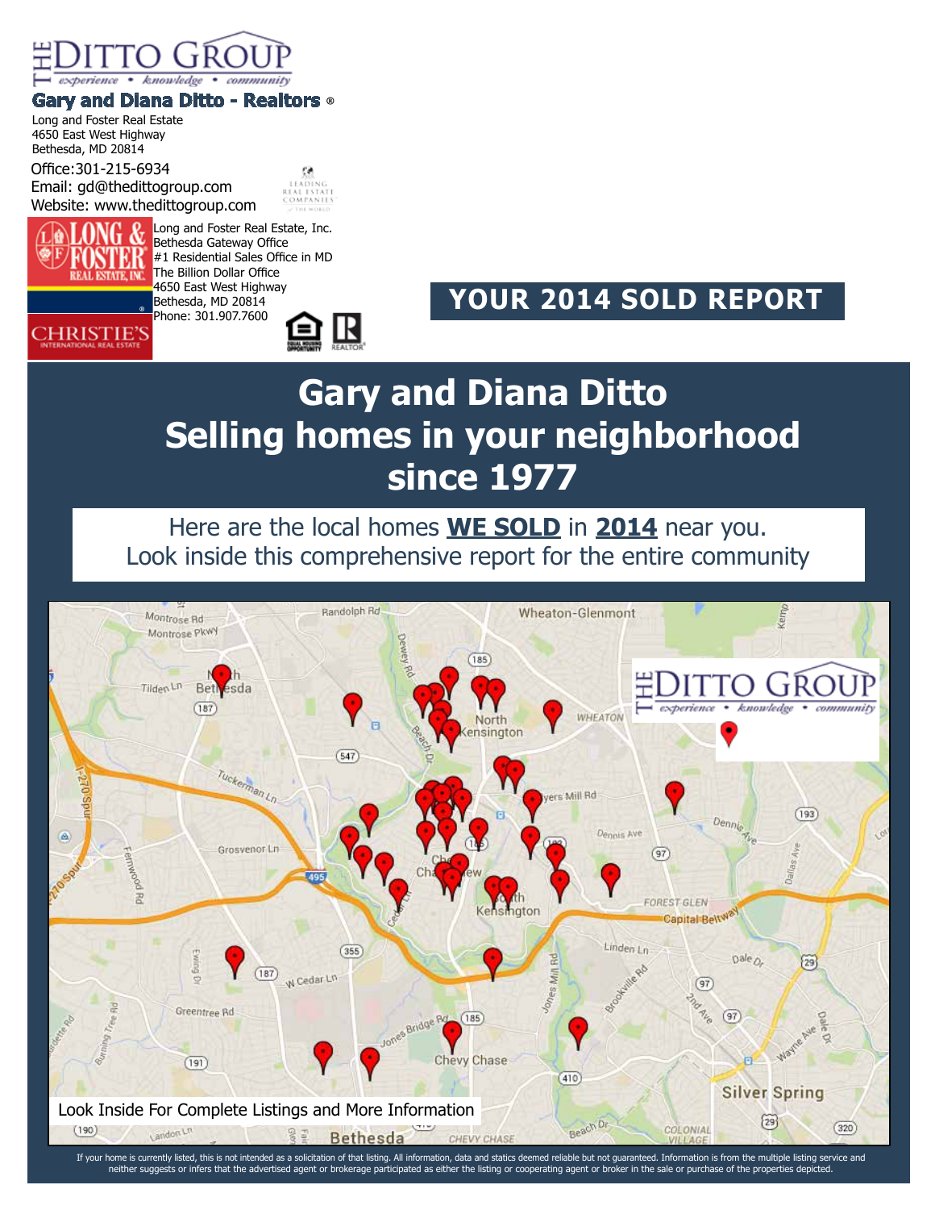# THE DITTO GROUP

*experience • knowledge • community*

**Gary and Diana Ditto - Realtors ®**

Long and Foster Real Estate
4650 East West Highway
Bethesda, MD 20814

Office:301-215-6934
Email: gd@thedittogroup.com
Website: www.thedittogroup.com

LEADING REAL ESTATE COMPANIES OF THE WORLD

LONG & FOSTER REAL ESTATE, INC.

CHRISTIE'S INTERNATIONAL REAL ESTATE

Long and Foster Real Estate, Inc.
Bethesda Gateway Office
#1 Residential Sales Office in MD
The Billion Dollar Office
4650 East West Highway
Bethesda, MD 20814
Phone: 301.907.7600

## YOUR 2014 SOLD REPORT

# Gary and Diana Ditto
# Selling homes in your neighborhood since 1977

Here are the local homes **WE SOLD** in **2014** near you.
Look inside this comprehensive report for the entire community

Randolph Rd
Wheaton-Glenmont
Montrose Rd
Montrose Pkwy
Dewey Rd
North Bethesda
Tilden Ln
North Kensington
WHEATON
Beach Dr
Tuckerman Ln
Myers Mill Rd
Grosvenor Ln
Dennis Ave
Chevy Chase View
Kensington
FOREST GLEN
Capital Beltway
Linden Ln
Dale Dr
W Cedar Ln
Greentree Rd
Jones Bridge Rd
Chevy Chase
Silver Spring
Bethesda
COLONIAL VILLAGE

Look Inside For Complete Listings and More Information

If your home is currently listed, this is not intended as a solicitation of that listing. All information, data and statics deemed reliable but not guaranteed. Information is from the multiple listing service and neither suggests or infers that the advertised agent or brokerage participated as either the listing or cooperating agent or broker in the sale or purchase of the properties depicted.